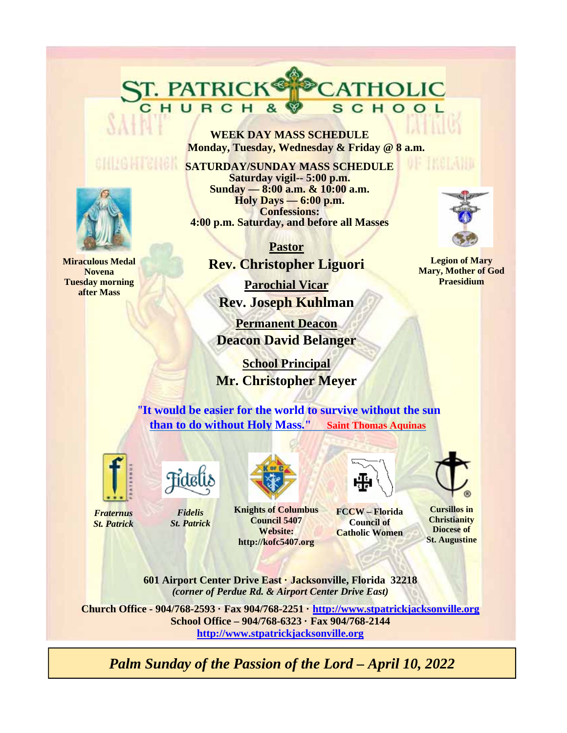# ST. PATRICK CATHOLIC CHURCH & SCHOOL

**WEEK DAY MASS SCHEDULE**
**Monday, Tuesday, Wednesday & Friday @ 8 a.m.**

**SATURDAY/SUNDAY MASS SCHEDULE**
**Saturday vigil-- 5:00 p.m.**
**Sunday — 8:00 a.m. & 10:00 a.m.**
**Holy Days — 6:00 p.m.**
**Confessions:**
**4:00 p.m. Saturday, and before all Masses**

**Miraculous Medal Novena Tuesday morning after Mass**

**Legion of Mary Mary, Mother of God Praesidium**

**Pastor**
**Rev. Christopher Liguori**

**Parochial Vicar**
**Rev. Joseph Kuhlman**

**Permanent Deacon**
**Deacon David Belanger**

**School Principal**
**Mr. Christopher Meyer**

**"It would be easier for the world to survive without the sun than to do without Holy Mass."** **Saint Thomas Aquinas**

*Fraternus St. Patrick*

*Fidelis St. Patrick*

**Knights of Columbus Council 5407 Website: http://kofc5407.org**

**FCCW – Florida Council of Catholic Women**

**Cursillos in Christianity Diocese of St. Augustine**

**601 Airport Center Drive East · Jacksonville, Florida 32218**
***(corner of Perdue Rd. & Airport Center Drive East)***

**Church Office - 904/768-2593 · Fax 904/768-2251 · http://www.stpatrickjacksonville.org**
**School Office – 904/768-6323 · Fax 904/768-2144**
**http://www.stpatrickjacksonville.org**

***Palm Sunday of the Passion of the Lord – April 10, 2022***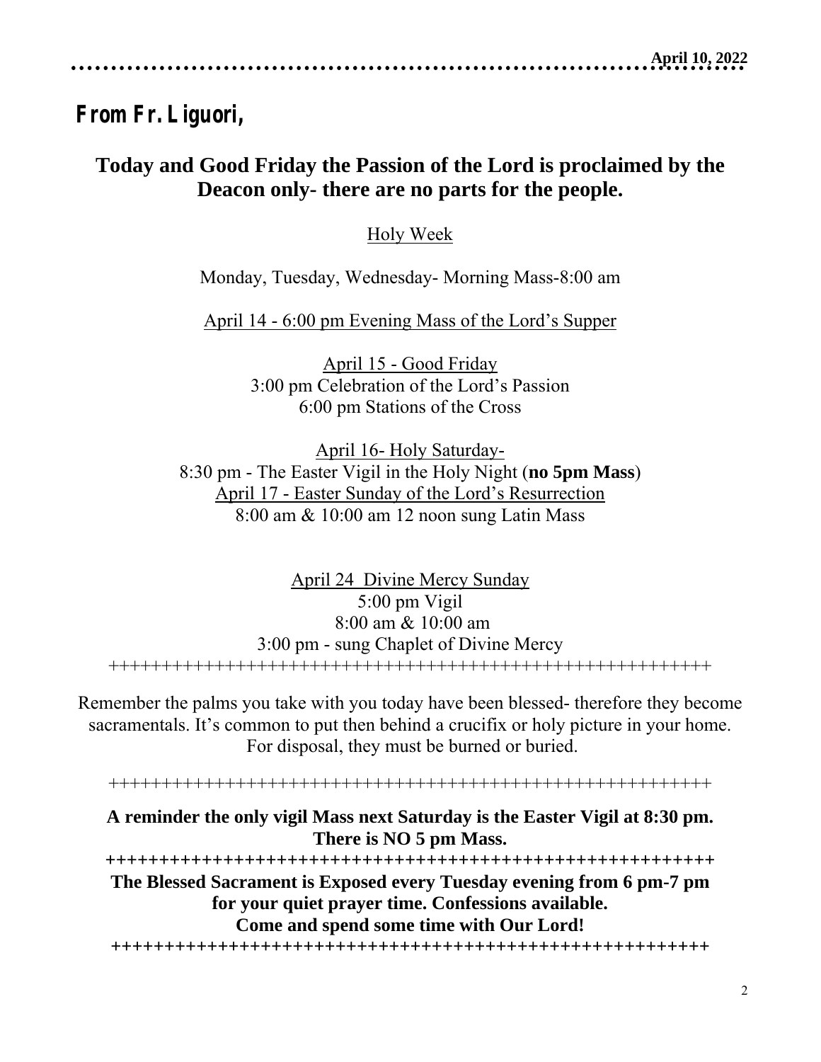## From Fr. Liguori,

**Today and Good Friday the Passion of the Lord is proclaimed by the Deacon only- there are no parts for the people.**

Holy Week

Monday, Tuesday, Wednesday- Morning Mass-8:00 am

April 14 - 6:00 pm Evening Mass of the Lord's Supper

April 15 - Good Friday
3:00 pm Celebration of the Lord's Passion
6:00 pm Stations of the Cross

April 16- Holy Saturday-
8:30 pm - The Easter Vigil in the Holy Night (**no 5pm Mass**)
April 17 - Easter Sunday of the Lord's Resurrection
8:00 am & 10:00 am 12 noon sung Latin Mass

April 24 Divine Mercy Sunday
5:00 pm Vigil
8:00 am & 10:00 am
3:00 pm - sung Chaplet of Divine Mercy

++++++++++++++++++++++++++++++++++++++++++++++++++++++++++

Remember the palms you take with you today have been blessed- therefore they become sacramentals. It's common to put then behind a crucifix or holy picture in your home. For disposal, they must be burned or buried.

++++++++++++++++++++++++++++++++++++++++++++++++++++++++++

**A reminder the only vigil Mass next Saturday is the Easter Vigil at 8:30 pm. There is NO 5 pm Mass.**

**++++++++++++++++++++++++++++++++++++++++++++++++++++++++++**

**The Blessed Sacrament is Exposed every Tuesday evening from 6 pm-7 pm for your quiet prayer time. Confessions available.**
**Come and spend some time with Our Lord!**

**++++++++++++++++++++++++++++++++++++++++++++++++++++++++++**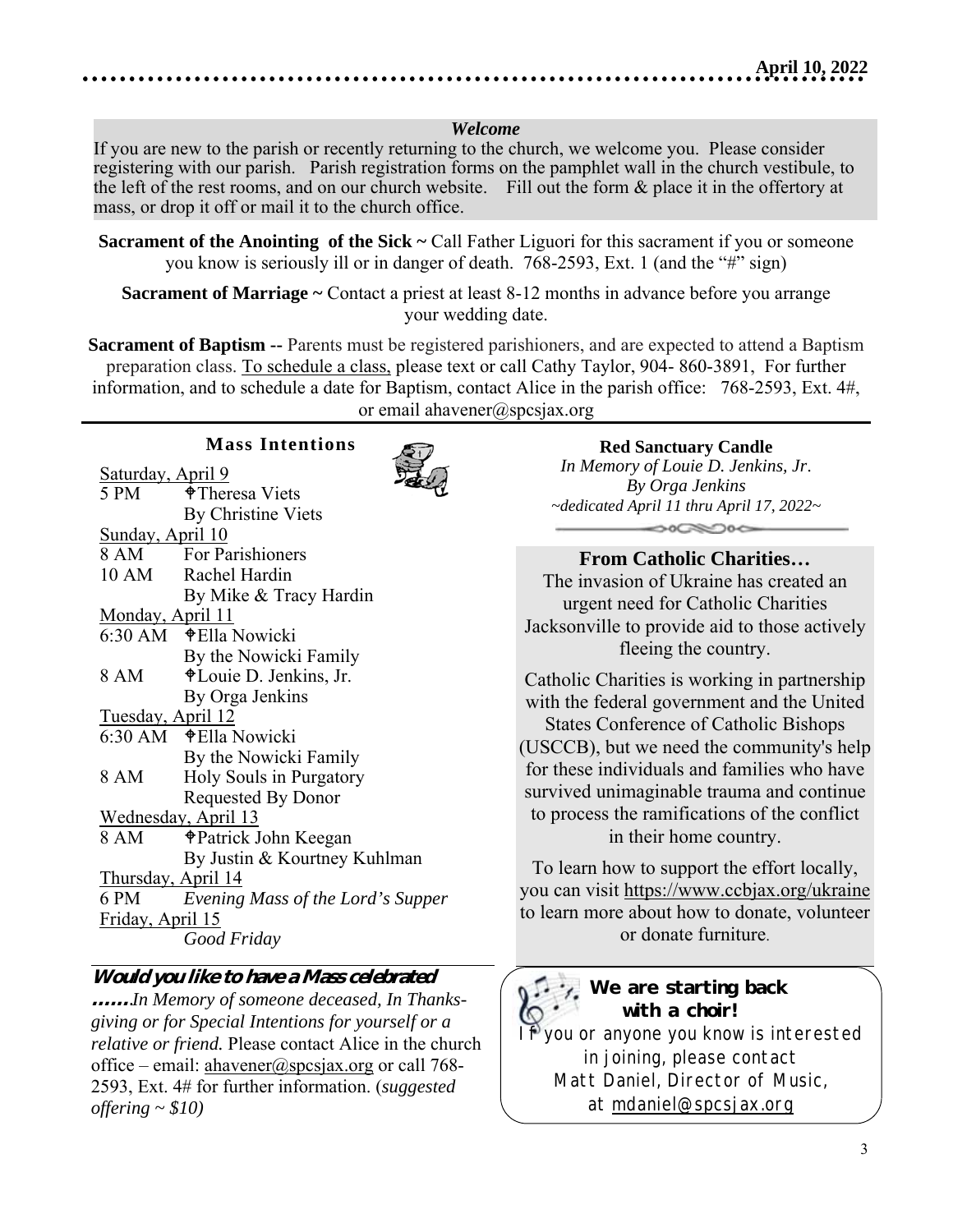## Welcome

If you are new to the parish or recently returning to the church, we welcome you. Please consider registering with our parish. Parish registration forms on the pamphlet wall in the church vestibule, to the left of the rest rooms, and on our church website. Fill out the form & place it in the offertory at mass, or drop it off or mail it to the church office.

**Sacrament of the Anointing of the Sick ~** Call Father Liguori for this sacrament if you or someone you know is seriously ill or in danger of death. 768-2593, Ext. 1 (and the "#" sign)

**Sacrament of Marriage ~** Contact a priest at least 8-12 months in advance before you arrange your wedding date.

**Sacrament of Baptism --** Parents must be registered parishioners, and are expected to attend a Baptism preparation class. To schedule a class, please text or call Cathy Taylor, 904- 860-3891, For further information, and to schedule a date for Baptism, contact Alice in the parish office: 768-2593, Ext. 4#, or email ahavener@spcsjax.org

## Mass Intentions

Saturday, April 9
- 5 PM ✝Theresa Viets, By Christine Viets

Sunday, April 10
- 8 AM For Parishioners
- 10 AM Rachel Hardin, By Mike & Tracy Hardin

Monday, April 11
- 6:30 AM ✝Ella Nowicki, By the Nowicki Family
- 8 AM ✝Louie D. Jenkins, Jr., By Orga Jenkins

Tuesday, April 12
- 6:30 AM ✝Ella Nowicki, By the Nowicki Family
- 8 AM Holy Souls in Purgatory, Requested By Donor

Wednesday, April 13
- 8 AM ✝Patrick John Keegan, By Justin & Kourtney Kuhlman

Thursday, April 14
- 6 PM *Evening Mass of the Lord's Supper*

Friday, April 15
- *Good Friday*

**Would you like to have a Mass celebrated**

**.......***In Memory of someone deceased, In Thanksgiving or for Special Intentions for yourself or a relative or friend.* Please contact Alice in the church office – email: ahavener@spcsjax.org or call 768-2593, Ext. 4# for further information. (*suggested offering ~ $10)*

**Red Sanctuary Candle**

*In Memory of Louie D. Jenkins, Jr.*
*By Orga Jenkins*
*~dedicated April 11 thru April 17, 2022~*

## From Catholic Charities…

The invasion of Ukraine has created an urgent need for Catholic Charities Jacksonville to provide aid to those actively fleeing the country.

Catholic Charities is working in partnership with the federal government and the United States Conference of Catholic Bishops (USCCB), but we need the community's help for these individuals and families who have survived unimaginable trauma and continue to process the ramifications of the conflict in their home country.

To learn how to support the effort locally, you can visit https://www.ccbjax.org/ukraine to learn more about how to donate, volunteer or donate furniture.

**We are starting back with a choir!**

If you or anyone you know is interested in joining, please contact Matt Daniel, Director of Music, at mdaniel@spcsjax.org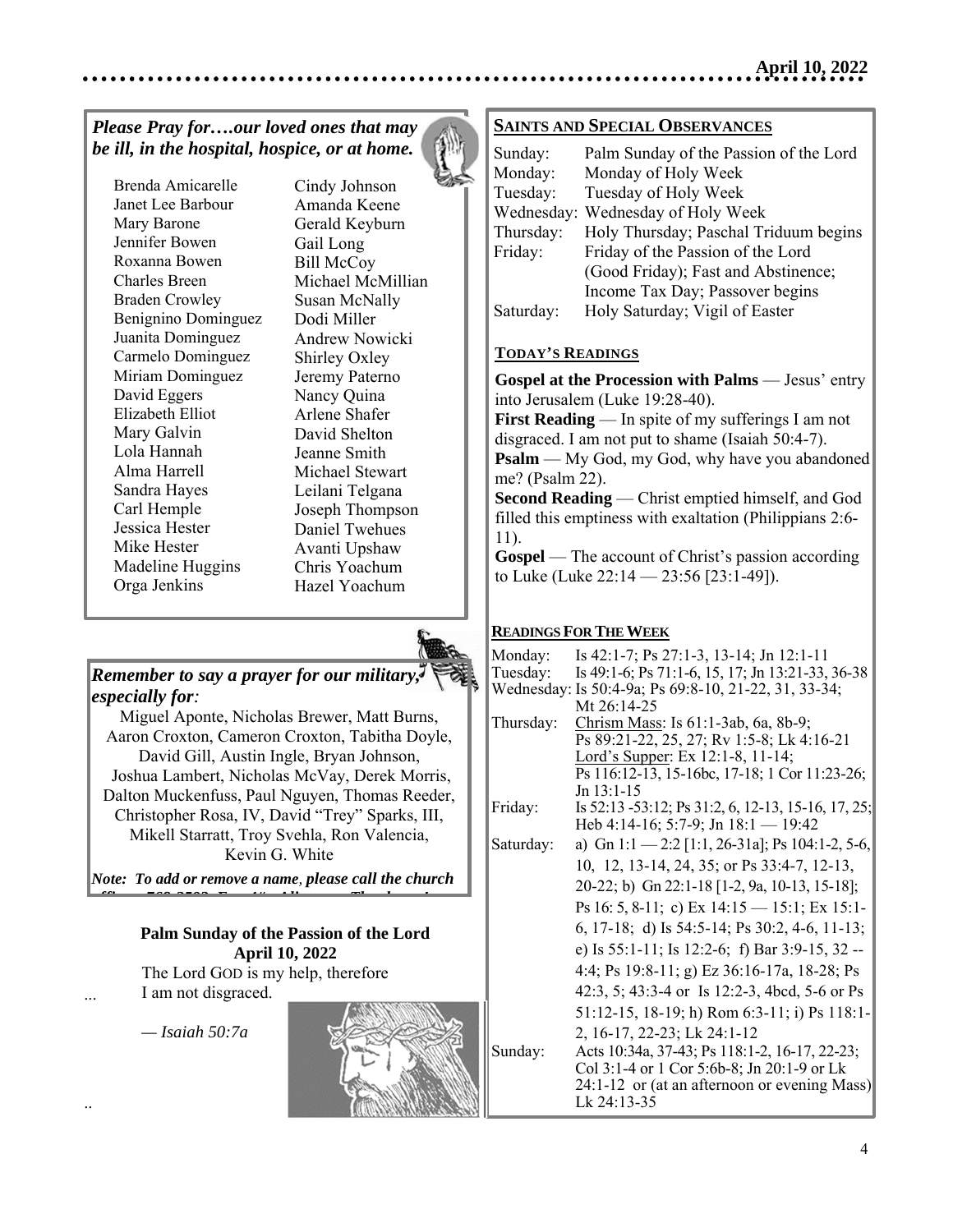***Please Pray for….our loved ones that may be ill, in the hospital, hospice, or at home.***

Brenda Amicarelle
Janet Lee Barbour
Mary Barone
Jennifer Bowen
Roxanna Bowen
Charles Breen
Braden Crowley
Benignino Dominguez
Juanita Dominguez
Carmelo Dominguez
Miriam Dominguez
David Eggers
Elizabeth Elliot
Mary Galvin
Lola Hannah
Alma Harrell
Sandra Hayes
Carl Hemple
Jessica Hester
Mike Hester
Madeline Huggins
Orga Jenkins
Cindy Johnson
Amanda Keene
Gerald Keyburn
Gail Long
Bill McCoy
Michael McMillian
Susan McNally
Dodi Miller
Andrew Nowicki
Shirley Oxley
Jeremy Paterno
Nancy Quina
Arlene Shafer
David Shelton
Jeanne Smith
Michael Stewart
Leilani Telgana
Joseph Thompson
Daniel Twehues
Avanti Upshaw
Chris Yoachum
Hazel Yoachum

***Remember to say a prayer for our military, especially for:***

Miguel Aponte, Nicholas Brewer, Matt Burns, Aaron Croxton, Cameron Croxton, Tabitha Doyle, David Gill, Austin Ingle, Bryan Johnson, Joshua Lambert, Nicholas McVay, Derek Morris, Dalton Muckenfuss, Paul Nguyen, Thomas Reeder, Christopher Rosa, IV, David "Trey" Sparks, III, Mikell Starratt, Troy Svehla, Ron Valencia, Kevin G. White

***Note: To add or remove a name, please call the church***

**Palm Sunday of the Passion of the Lord**
**April 10, 2022**

The Lord GOD is my help, therefore
I am not disgraced.

*— Isaiah 50:7a*

## SAINTS AND SPECIAL OBSERVANCES

| | |
|---|---|
| Sunday: | Palm Sunday of the Passion of the Lord |
| Monday: | Monday of Holy Week |
| Tuesday: | Tuesday of Holy Week |
| Wednesday: | Wednesday of Holy Week |
| Thursday: | Holy Thursday; Paschal Triduum begins |
| Friday: | Friday of the Passion of the Lord (Good Friday); Fast and Abstinence; Income Tax Day; Passover begins |
| Saturday: | Holy Saturday; Vigil of Easter |

## TODAY'S READINGS

**Gospel at the Procession with Palms** — Jesus' entry into Jerusalem (Luke 19:28-40).
**First Reading** — In spite of my sufferings I am not disgraced. I am not put to shame (Isaiah 50:4-7).
**Psalm** — My God, my God, why have you abandoned me? (Psalm 22).
**Second Reading** — Christ emptied himself, and God filled this emptiness with exaltation (Philippians 2:6-11).
**Gospel** — The account of Christ's passion according to Luke (Luke 22:14 — 23:56 [23:1-49]).

## READINGS FOR THE WEEK

| | |
|---|---|
| Monday: | Is 42:1-7; Ps 27:1-3, 13-14; Jn 12:1-11 |
| Tuesday: | Is 49:1-6; Ps 71:1-6, 15, 17; Jn 13:21-33, 36-38 |
| Wednesday: | Is 50:4-9a; Ps 69:8-10, 21-22, 31, 33-34; Mt 26:14-25 |
| Thursday: | Chrism Mass: Is 61:1-3ab, 6a, 8b-9; Ps 89:21-22, 25, 27; Rv 1:5-8; Lk 4:16-21 Lord's Supper: Ex 12:1-8, 11-14; Ps 116:12-13, 15-16bc, 17-18; 1 Cor 11:23-26; Jn 13:1-15 |
| Friday: | Is 52:13 -53:12; Ps 31:2, 6, 12-13, 15-16, 17, 25; Heb 4:14-16; 5:7-9; Jn 18:1 — 19:42 |
| Saturday: | a) Gn 1:1 — 2:2 [1:1, 26-31a]; Ps 104:1-2, 5-6, 10, 12, 13-14, 24, 35; or Ps 33:4-7, 12-13, 20-22; b) Gn 22:1-18 [1-2, 9a, 10-13, 15-18]; Ps 16: 5, 8-11; c) Ex 14:15 — 15:1; Ex 15:1-6, 17-18; d) Is 54:5-14; Ps 30:2, 4-6, 11-13; e) Is 55:1-11; Is 12:2-6; f) Bar 3:9-15, 32 -- 4:4; Ps 19:8-11; g) Ez 36:16-17a, 18-28; Ps 42:3, 5; 43:3-4 or Is 12:2-3, 4bcd, 5-6 or Ps 51:12-15, 18-19; h) Rom 6:3-11; i) Ps 118:1-2, 16-17, 22-23; Lk 24:1-12 |
| Sunday: | Acts 10:34a, 37-43; Ps 118:1-2, 16-17, 22-23; Col 3:1-4 or 1 Cor 5:6b-8; Jn 20:1-9 or Lk 24:1-12 or (at an afternoon or evening Mass) Lk 24:13-35 |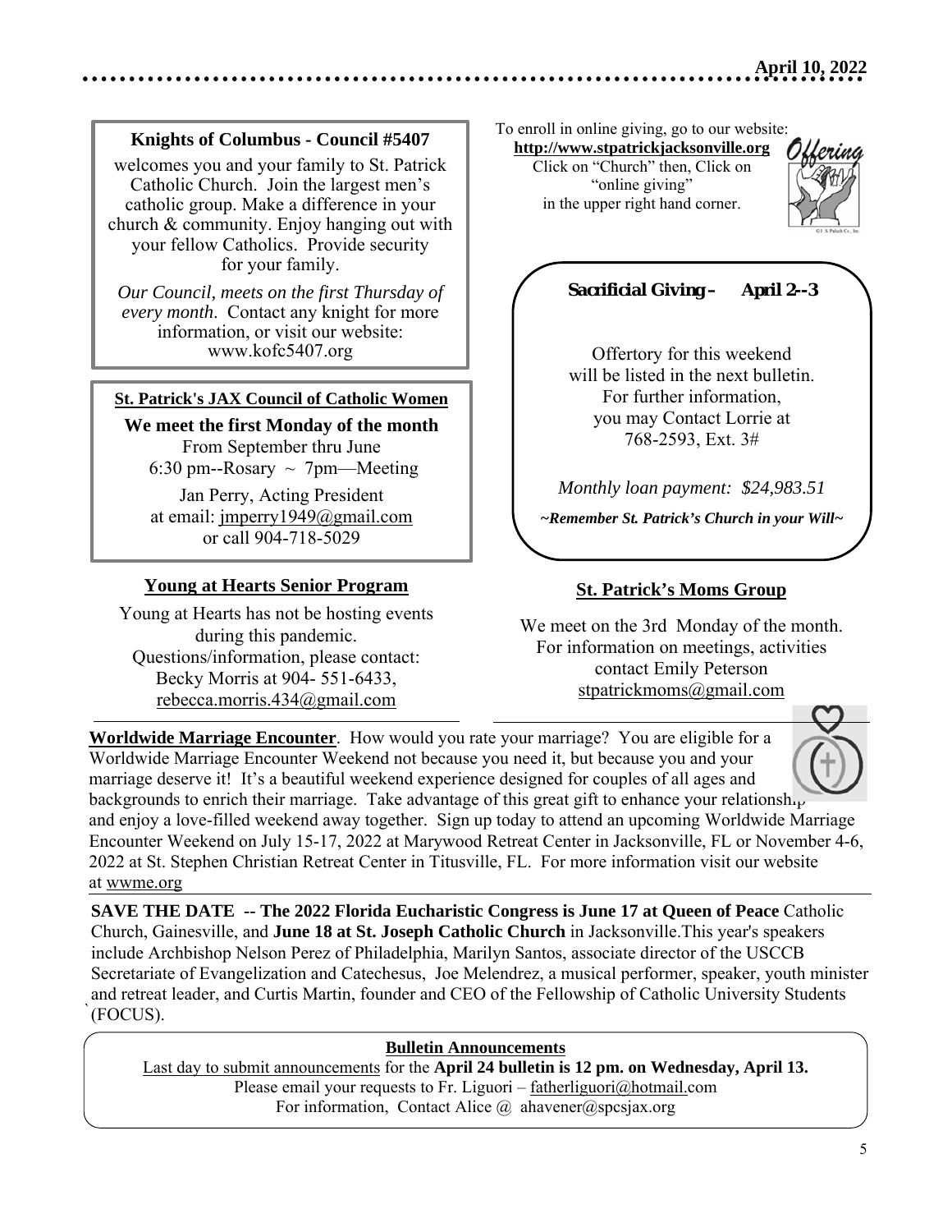### Knights of Columbus - Council #5407

welcomes you and your family to St. Patrick Catholic Church. Join the largest men's catholic group. Make a difference in your church & community. Enjoy hanging out with your fellow Catholics. Provide security for your family.

*Our Council, meets on the first Thursday of every month*. Contact any knight for more information, or visit our website: www.kofc5407.org

### St. Patrick's JAX Council of Catholic Women

**We meet the first Monday of the month**
From September thru June
6:30 pm--Rosary ~ 7pm—Meeting

Jan Perry, Acting President
at email: jmperry1949@gmail.com
or call 904-718-5029

### Young at Hearts Senior Program

Young at Hearts has not be hosting events during this pandemic.
Questions/information, please contact:
Becky Morris at 904- 551-6433,
rebecca.morris.434@gmail.com

To enroll in online giving, go to our website:
**http://www.stpatrickjacksonville.org**
Click on "Church" then, Click on "online giving" in the upper right hand corner.

### Sacrificial Giving – April 2--3

Offertory for this weekend will be listed in the next bulletin.
For further information, you may Contact Lorrie at 768-2593, Ext. 3#

*Monthly loan payment: $24,983.51*

***~Remember St. Patrick's Church in your Will~***

### St. Patrick's Moms Group

We meet on the 3rd Monday of the month.
For information on meetings, activities contact Emily Peterson
stpatrickmoms@gmail.com

**Worldwide Marriage Encounter**. How would you rate your marriage? You are eligible for a Worldwide Marriage Encounter Weekend not because you need it, but because you and your marriage deserve it! It's a beautiful weekend experience designed for couples of all ages and backgrounds to enrich their marriage. Take advantage of this great gift to enhance your relationship and enjoy a love-filled weekend away together. Sign up today to attend an upcoming Worldwide Marriage Encounter Weekend on July 15-17, 2022 at Marywood Retreat Center in Jacksonville, FL or November 4-6, 2022 at St. Stephen Christian Retreat Center in Titusville, FL. For more information visit our website at wwme.org

**SAVE THE DATE -- The 2022 Florida Eucharistic Congress is June 17 at Queen of Peace** Catholic Church, Gainesville, and **June 18 at St. Joseph Catholic Church** in Jacksonville.This year's speakers include Archbishop Nelson Perez of Philadelphia, Marilyn Santos, associate director of the USCCB Secretariate of Evangelization and Catechesus, Joe Melendrez, a musical performer, speaker, youth minister and retreat leader, and Curtis Martin, founder and CEO of the Fellowship of Catholic University Students (FOCUS).

### Bulletin Announcements

Last day to submit announcements for the **April 24 bulletin is 12 pm. on Wednesday, April 13.**
Please email your requests to Fr. Liguori – fatherliguori@hotmail.com
For information, Contact Alice @ ahavener@spcsjax.org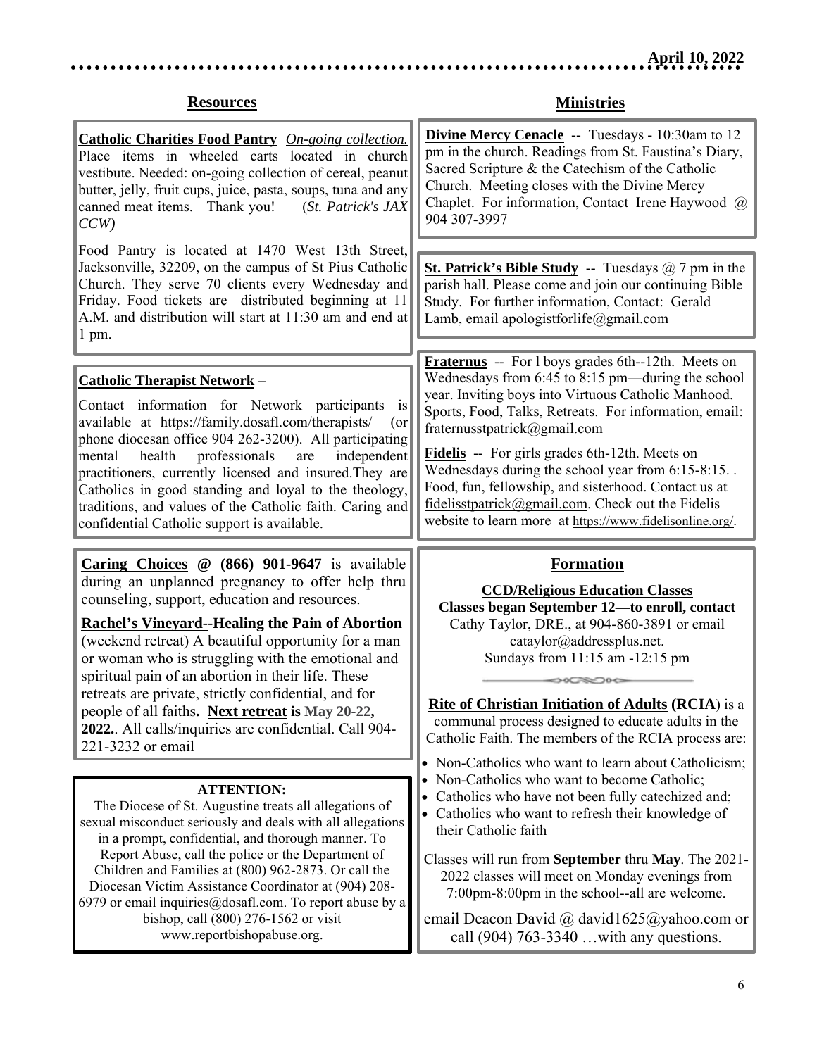April 10, 2022

## Resources

**Catholic Charities Food Pantry** *On-going collection.* Place items in wheeled carts located in church vestibute. Needed: on-going collection of cereal, peanut butter, jelly, fruit cups, juice, pasta, soups, tuna and any canned meat items. Thank you! (*St. Patrick's JAX CCW)*

Food Pantry is located at 1470 West 13th Street, Jacksonville, 32209, on the campus of St Pius Catholic Church. They serve 70 clients every Wednesday and Friday. Food tickets are distributed beginning at 11 A.M. and distribution will start at 11:30 am and end at 1 pm.

**Catholic Therapist Network –**

Contact information for Network participants is available at https://family.dosafl.com/therapists/ (or phone diocesan office 904 262-3200). All participating mental health professionals are independent practitioners, currently licensed and insured.They are Catholics in good standing and loyal to the theology, traditions, and values of the Catholic faith. Caring and confidential Catholic support is available.

**Caring Choices @ (866) 901-9647** is available during an unplanned pregnancy to offer help thru counseling, support, education and resources.

**Rachel's Vineyard--Healing the Pain of Abortion** (weekend retreat) A beautiful opportunity for a man or woman who is struggling with the emotional and spiritual pain of an abortion in their life. These retreats are private, strictly confidential, and for people of all faiths**. Next retreat is May 20-22, 2022.**. All calls/inquiries are confidential. Call 904-221-3232 or email

**ATTENTION:**

The Diocese of St. Augustine treats all allegations of sexual misconduct seriously and deals with all allegations in a prompt, confidential, and thorough manner. To Report Abuse, call the police or the Department of Children and Families at (800) 962-2873. Or call the Diocesan Victim Assistance Coordinator at (904) 208-6979 or email inquiries@dosafl.com. To report abuse by a bishop, call (800) 276-1562 or visit www.reportbishopabuse.org.

## Ministries

**Divine Mercy Cenacle** -- Tuesdays - 10:30am to 12 pm in the church. Readings from St. Faustina's Diary, Sacred Scripture & the Catechism of the Catholic Church. Meeting closes with the Divine Mercy Chaplet. For information, Contact Irene Haywood @ 904 307-3997

**St. Patrick's Bible Study** -- Tuesdays @ 7 pm in the parish hall. Please come and join our continuing Bible Study. For further information, Contact: Gerald Lamb, email apologistforlife@gmail.com

**Fraternus** -- For l boys grades 6th--12th. Meets on Wednesdays from 6:45 to 8:15 pm—during the school year. Inviting boys into Virtuous Catholic Manhood. Sports, Food, Talks, Retreats. For information, email: fraternusstpatrick@gmail.com

**Fidelis** -- For girls grades 6th-12th. Meets on Wednesdays during the school year from 6:15-8:15. . Food, fun, fellowship, and sisterhood. Contact us at fidelisstpatrick@gmail.com. Check out the Fidelis website to learn more at https://www.fidelisonline.org/.

## Formation

**CCD/Religious Education Classes**
**Classes began September 12—to enroll, contact** Cathy Taylor, DRE., at 904-860-3891 or email cataylor@addressplus.net.
Sundays from 11:15 am -12:15 pm

**Rite of Christian Initiation of Adults (RCIA**) is a communal process designed to educate adults in the Catholic Faith. The members of the RCIA process are:

- Non-Catholics who want to learn about Catholicism;
- Non-Catholics who want to become Catholic;
- Catholics who have not been fully catechized and;
- Catholics who want to refresh their knowledge of their Catholic faith

Classes will run from **September** thru **May**. The 2021-2022 classes will meet on Monday evenings from 7:00pm-8:00pm in the school--all are welcome.

email Deacon David @ david1625@yahoo.com or call (904) 763-3340 …with any questions.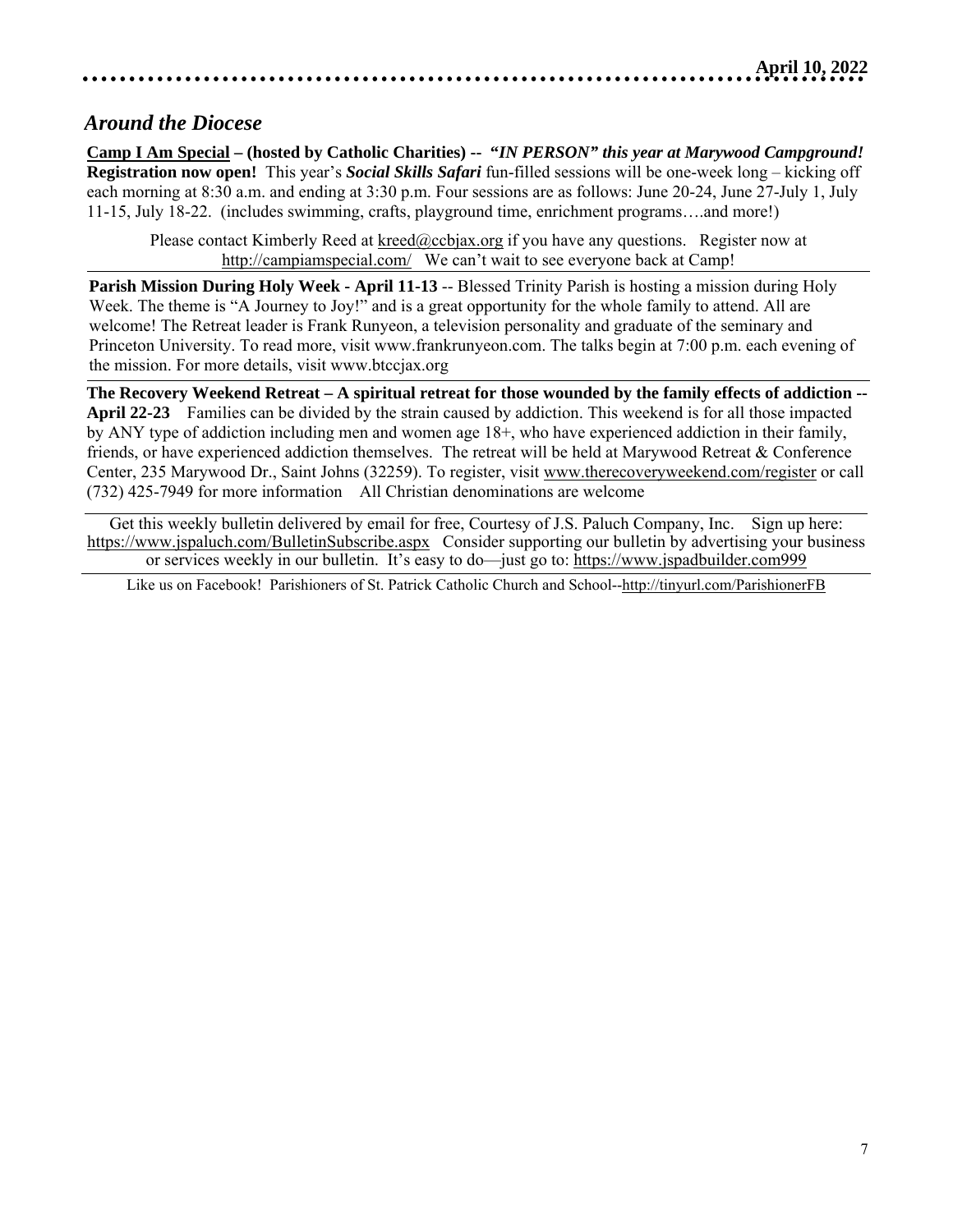## *Around the Diocese*

**Camp I Am Special – (hosted by Catholic Charities) -- *"IN PERSON" this year at Marywood Campground!* Registration now open!** This year's ***Social Skills Safari*** fun-filled sessions will be one-week long – kicking off each morning at 8:30 a.m. and ending at 3:30 p.m. Four sessions are as follows: June 20-24, June 27-July 1, July 11-15, July 18-22. (includes swimming, crafts, playground time, enrichment programs….and more!)

Please contact Kimberly Reed at kreed@ccbjax.org if you have any questions. Register now at http://campiamspecial.com/ We can't wait to see everyone back at Camp!

---

**Parish Mission During Holy Week - April 11-13** -- Blessed Trinity Parish is hosting a mission during Holy Week. The theme is "A Journey to Joy!" and is a great opportunity for the whole family to attend. All are welcome! The Retreat leader is Frank Runyeon, a television personality and graduate of the seminary and Princeton University. To read more, visit www.frankrunyeon.com. The talks begin at 7:00 p.m. each evening of the mission. For more details, visit www.btccjax.org

---

**The Recovery Weekend Retreat – A spiritual retreat for those wounded by the family effects of addiction -- April 22-23** Families can be divided by the strain caused by addiction. This weekend is for all those impacted by ANY type of addiction including men and women age 18+, who have experienced addiction in their family, friends, or have experienced addiction themselves. The retreat will be held at Marywood Retreat & Conference Center, 235 Marywood Dr., Saint Johns (32259). To register, visit www.therecoveryweekend.com/register or call (732) 425-7949 for more information All Christian denominations are welcome

---

Get this weekly bulletin delivered by email for free, Courtesy of J.S. Paluch Company, Inc. Sign up here: https://www.jspaluch.com/BulletinSubscribe.aspx Consider supporting our bulletin by advertising your business or services weekly in our bulletin. It's easy to do—just go to: https://www.jspadbuilder.com999

---

Like us on Facebook! Parishioners of St. Patrick Catholic Church and School--http://tinyurl.com/ParishionerFB